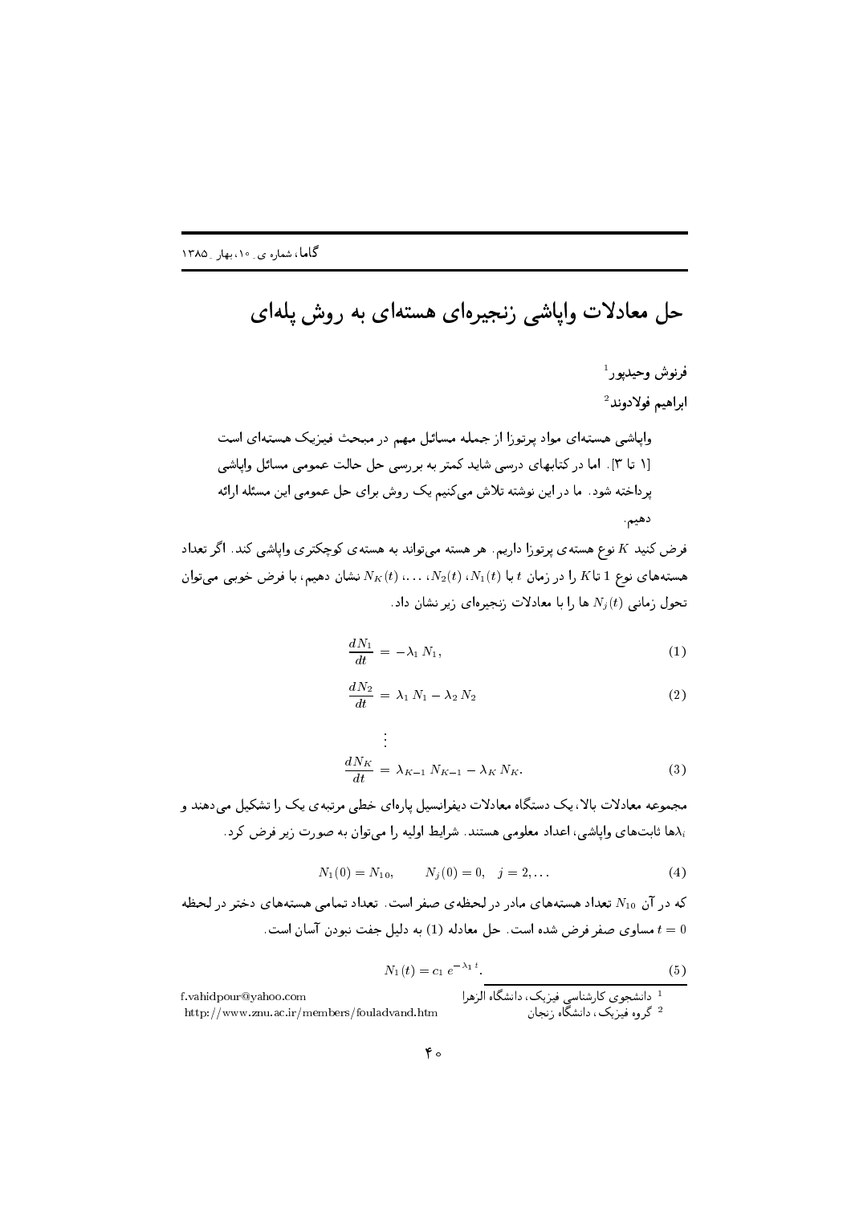# حل معادلات واپاشی زنجیره‌ای هسته‌ای به روش پله‌ای

فرنوش وحیدپور[1]

ابراهیم فولادوند[2]

واپاشی هسته‌ای مواد پرتوزا از جمله مسائل مهم در مبحث فیزیک هسته‌ای است [۱ تا ۳]. اما در کتابهای درسی شاید کمتر به بررسی حل حالت عمومی مسائل واپاشی پرداخته شود. ما در این نوشته تلاش می‌کنیم یک روش برای حل عمومی این مسئله ارائه دهیم.

فرض کنید $K$ نوع هسته‌ی پرتوزا داریم. هر هسته می‌تواند به هسته‌ی کوچکتری واپاشی کند. اگر تعداد هسته‌های نوع $1$ تا $K$ را در زمان $t$ با $N_1(t)$، $N_2(t)$، ...، $N_K(t)$ نشان دهیم، با فرض خوبی می‌توان تحول زمانی $N_j(t)$ ها را با معادلات زنجیره‌ای زیر نشان داد.

$$\frac{dN_1}{dt} = -\lambda_1 N_1, \tag{1}$$

$$\frac{dN_2}{dt} = \lambda_1 N_1 - \lambda_2 N_2 \tag{2}$$

$$\vdots$$

$$\frac{dN_K}{dt} = \lambda_{K-1} N_{K-1} - \lambda_K N_K. \tag{3}$$

مجموعه معادلات بالا، یک دستگاه معادلات دیفرانسیل پاره‌ای خطی مرتبه‌ی یک را تشکیل می‌دهند و $\lambda_i$ها ثابت‌های واپاشی، اعداد معلومی هستند. شرایط اولیه را می‌توان به صورت زیر فرض کرد.

$$N_1(0) = N_{10}, \qquad N_j(0) = 0, \quad j = 2, \ldots \tag{4}$$

که در آن $N_{10}$ تعداد هسته‌های مادر در لحظه‌ی صفر است. تعداد تمامی هسته‌های دختر در لحظه $t = 0$ مساوی صفر فرض شده است. حل معادله (1) به دلیل جفت نبودن آسان است.

$$N_1(t) = c_1 \, e^{-\lambda_1 t}. \tag{5}$$

[1] دانشجوی کارشناسی فیزیک، دانشگاه الزهرا

[2] گروه فیزیک، دانشگاه زنجان

f.vahidpour@yahoo.com

http://www.znu.ac.ir/members/fouladvand.htm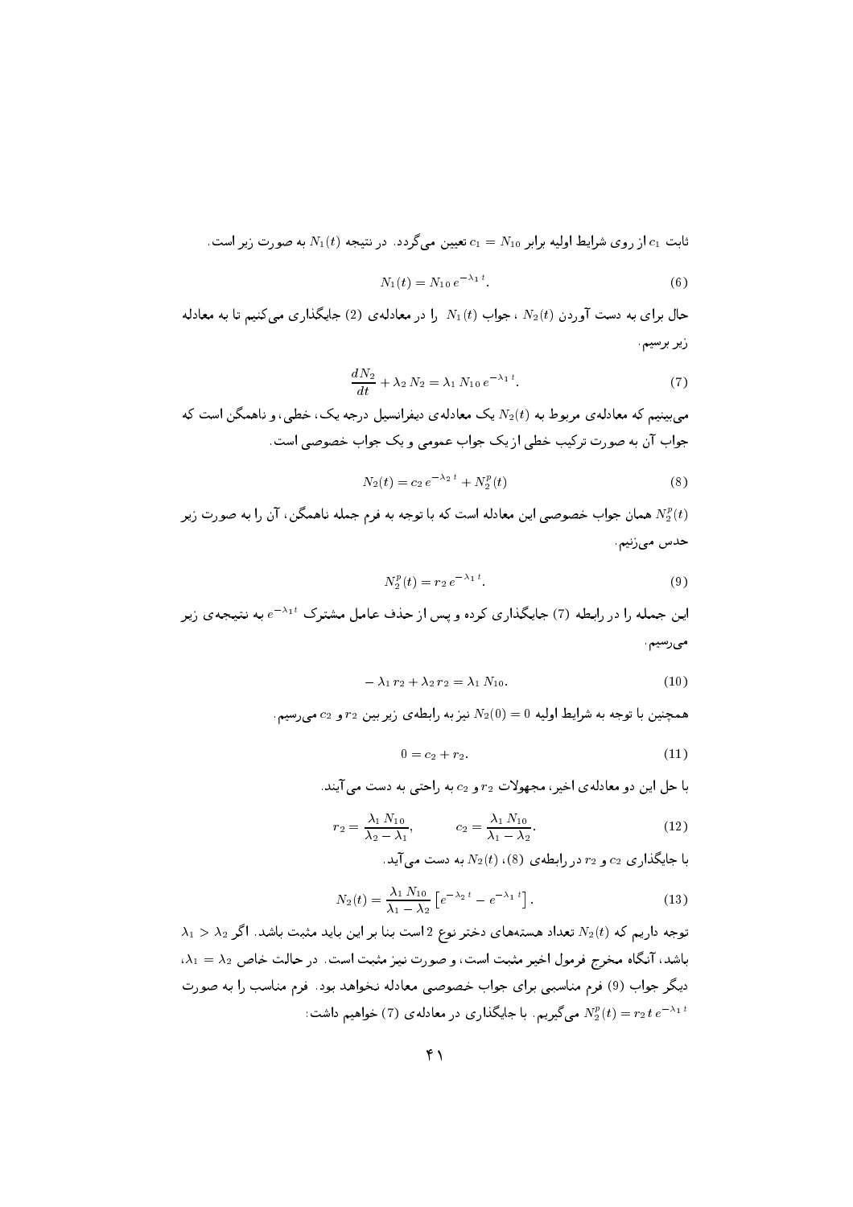ثابت $c_1$ از روی شرایط اولیه برابر $c_1 = N_{10}$ تعیین می‌گردد. در نتیجه $N_1(t)$ به صورت زیر است.

$$N_1(t) = N_{10}\, e^{-\lambda_1 t}. \tag{6}$$

حال برای به دست آوردن $N_2(t)$ ، جواب $N_1(t)$ را در معادله‌ی (2) جایگذاری می‌کنیم تا به معادله زیر برسیم.

$$\frac{dN_2}{dt} + \lambda_2\, N_2 = \lambda_1\, N_{10}\, e^{-\lambda_1 t}. \tag{7}$$

می‌بینیم که معادله‌ی مربوط به $N_2(t)$ یک معادله‌ی دیفرانسیل درجه یک، خطی، و ناهمگن است که جواب آن به صورت ترکیب خطی از یک جواب عمومی و یک جواب خصوصی است.

$$N_2(t) = c_2\, e^{-\lambda_2 t} + N_2^p(t) \tag{8}$$

$N_2^p(t)$ همان جواب خصوصی این معادله است که با توجه به فرم جمله ناهمگن، آن را به صورت زیر حدس می‌زنیم.

$$N_2^p(t) = r_2\, e^{-\lambda_1 t}. \tag{9}$$

این جمله را در رابطه (7) جایگذاری کرده و پس از حذف عامل مشترک $e^{-\lambda_1 t}$ به نتیجه‌ی زیر می‌رسیم.

$$-\lambda_1\, r_2 + \lambda_2\, r_2 = \lambda_1\, N_{10}. \tag{10}$$

همچنین با توجه به شرایط اولیه $N_2(0) = 0$ نیز به رابطه‌ی زیر بین $r_2$ و $c_2$ می‌رسیم.

$$0 = c_2 + r_2. \tag{11}$$

با حل این دو معادله‌ی اخیر، مجهولات $r_2$ و $c_2$ به راحتی به دست می‌آیند.

$$r_2 = \frac{\lambda_1\, N_{10}}{\lambda_2 - \lambda_1}, \qquad c_2 = \frac{\lambda_1\, N_{10}}{\lambda_1 - \lambda_2}. \tag{12}$$

با جایگذاری $c_2$ و $r_2$ در رابطه‌ی (8)، $N_2(t)$ به دست می‌آید.

$$N_2(t) = \frac{\lambda_1\, N_{10}}{\lambda_1 - \lambda_2}\left[e^{-\lambda_2 t} - e^{-\lambda_1 t}\right]. \tag{13}$$

توجه داریم که $N_2(t)$ تعداد هسته‌های دختر نوع 2 است بنا بر این باید مثبت باشد. اگر $\lambda_1 > \lambda_2$ باشد، آنگاه مخرج فرمول اخیر مثبت است، و صورت نیز مثبت است. در حالت خاص $\lambda_2 = \lambda_1$، دیگر جواب (9) فرم مناسبی برای جواب خصوصی معادله نخواهد بود. فرم مناسب را به صورت $N_2^p(t) = r_2\, t\, e^{-\lambda_1 t}$ می‌گیریم. با جایگذاری در معادله‌ی (7) خواهیم داشت: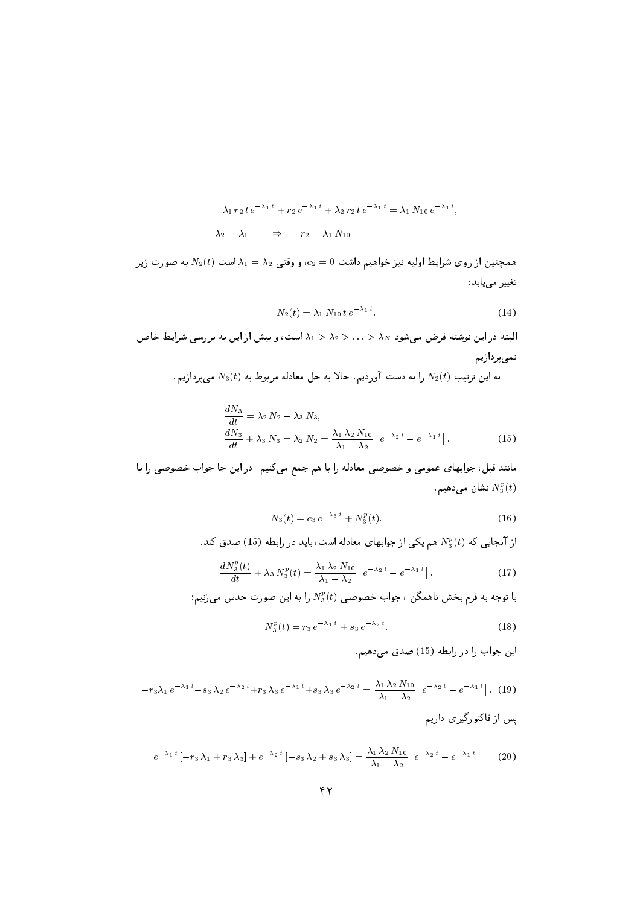$$-\lambda_1 \, r_2 \, t \, e^{-\lambda_1 t} + r_2 \, e^{-\lambda_1 t} + \lambda_2 \, r_2 \, t \, e^{-\lambda_1 t} = \lambda_1 \, N_{10} \, e^{-\lambda_1 t},$$

$$\lambda_2 = \lambda_1 \qquad \Longrightarrow \qquad r_2 = \lambda_1 \, N_{10}$$

همچنین از روی شرایط اولیه نیز خواهیم داشت $c_2 = 0$، و وقتی $\lambda_1 = \lambda_2$ است $N_2(t)$ به صورت زیر تغییر می‌یابد:

$$N_2(t) = \lambda_1 \, N_{10} \, t \, e^{-\lambda_1 t}. \tag{14}$$

البته در این نوشته فرض می‌شود $\lambda_N < \ldots < \lambda_2 < \lambda_1$ است، و بیش از این به بررسی شرایط خاص نمی‌پردازیم.

به این ترتیب $N_2(t)$ را به دست آوردیم. حالا به حل معادله مربوط به $N_3(t)$ می‌پردازیم.

$$\begin{aligned} \frac{dN_3}{dt} &= \lambda_2 \, N_2 - \lambda_3 \, N_3, \\ \frac{dN_3}{dt} + \lambda_3 \, N_3 &= \lambda_2 \, N_2 = \frac{\lambda_1 \, \lambda_2 \, N_{10}}{\lambda_1 - \lambda_2} \left[ e^{-\lambda_2 t} - e^{-\lambda_1 t} \right]. \end{aligned} \tag{15}$$

مانند قبل، جوابهای عمومی و خصوصی معادله را با هم جمع می‌کنیم. در این جا جواب خصوصی را با $N_3^p(t)$ نشان می‌دهیم.

$$N_3(t) = c_3 \, e^{-\lambda_3 t} + N_3^p(t). \tag{16}$$

از آنجایی که $N_3^p(t)$ هم یکی از جوابهای معادله است، باید در رابطه (15) صدق کند.

$$\frac{dN_3^p(t)}{dt} + \lambda_3 \, N_3^p(t) = \frac{\lambda_1 \, \lambda_2 \, N_{10}}{\lambda_1 - \lambda_2} \left[ e^{-\lambda_2 t} - e^{-\lambda_1 t} \right]. \tag{17}$$

با توجه به فرم بخش ناهمگن ، جواب خصوصی $N_3^p(t)$ را به این صورت حدس می‌زنیم:

$$N_3^p(t) = r_3 \, e^{-\lambda_1 t} + s_3 \, e^{-\lambda_2 t}. \tag{18}$$

این جواب را در رابطه (15) صدق می‌دهیم.

$$-r_3 \lambda_1 \, e^{-\lambda_1 t} - s_3 \, \lambda_2 \, e^{-\lambda_2 t} + r_3 \, \lambda_3 \, e^{-\lambda_1 t} + s_3 \, \lambda_3 \, e^{-\lambda_2 t} = \frac{\lambda_1 \, \lambda_2 \, N_{10}}{\lambda_1 - \lambda_2} \left[ e^{-\lambda_2 t} - e^{-\lambda_1 t} \right]. \tag{19}$$

پس از فاکتورگیری داریم:

$$e^{-\lambda_1 t} \left[ -r_3 \, \lambda_1 + r_3 \, \lambda_3 \right] + e^{-\lambda_2 t} \left[ -s_3 \, \lambda_2 + s_3 \, \lambda_3 \right] = \frac{\lambda_1 \, \lambda_2 \, N_{10}}{\lambda_1 - \lambda_2} \left[ e^{-\lambda_2 t} - e^{-\lambda_1 t} \right] \tag{20}$$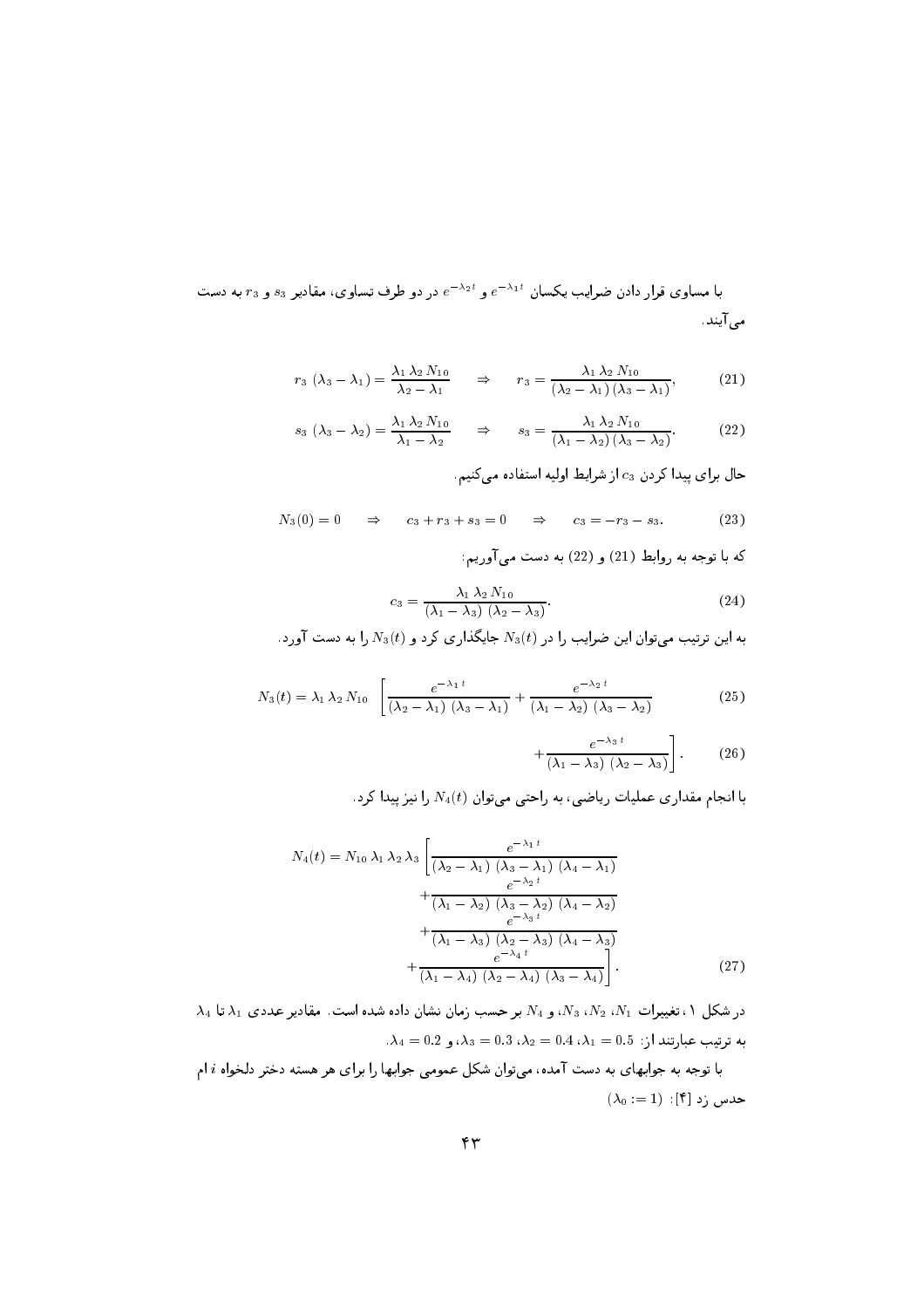با مساوی قرار دادن ضرایب یکسان $e^{-\lambda_1 t}$ و $e^{-\lambda_2 t}$ در دو طرف تساوی، مقادیر $s_3$ و $r_3$ به دست می‌آیند.

$$r_3\ (\lambda_3 - \lambda_1) = \frac{\lambda_1\, \lambda_2\, N_{10}}{\lambda_2 - \lambda_1} \qquad \Rightarrow \qquad r_3 = \frac{\lambda_1\, \lambda_2\, N_{10}}{(\lambda_2 - \lambda_1)\,(\lambda_3 - \lambda_1)}, \tag{21}$$

$$s_3\ (\lambda_3 - \lambda_2) = \frac{\lambda_1\, \lambda_2\, N_{10}}{\lambda_1 - \lambda_2} \qquad \Rightarrow \qquad s_3 = \frac{\lambda_1\, \lambda_2\, N_{10}}{(\lambda_1 - \lambda_2)\,(\lambda_3 - \lambda_2)}. \tag{22}$$

حال برای پیدا کردن $c_3$ از شرایط اولیه استفاده می‌کنیم.

$$N_3(0) = 0 \qquad \Rightarrow \qquad c_3 + r_3 + s_3 = 0 \qquad \Rightarrow \qquad c_3 = -r_3 - s_3. \tag{23}$$

که با توجه به روابط (21) و (22) به دست می‌آوریم:

$$c_3 = \frac{\lambda_1\, \lambda_2\, N_{10}}{(\lambda_1 - \lambda_3)\ (\lambda_2 - \lambda_3)}. \tag{24}$$

به این ترتیب می‌توان این ضرایب را در $N_3(t)$ جایگذاری کرد و $N_3(t)$ را به دست آورد.

$$N_3(t) = \lambda_1\, \lambda_2\, N_{10} \quad \left[ \frac{e^{-\lambda_1\, t}}{(\lambda_2 - \lambda_1)\ (\lambda_3 - \lambda_1)} + \frac{e^{-\lambda_2\, t}}{(\lambda_1 - \lambda_2)\ (\lambda_3 - \lambda_2)} \right. \tag{25}$$

$$\left. + \frac{e^{-\lambda_3\, t}}{(\lambda_1 - \lambda_3)\ (\lambda_2 - \lambda_3)} \right]. \tag{26}$$

با انجام مقداری عملیات ریاضی، به راحتی می‌توان $N_4(t)$ را نیز پیدا کرد.

$$\begin{aligned} N_4(t) = N_{10}\, \lambda_1\, \lambda_2\, \lambda_3 \Bigg[ & \frac{e^{-\lambda_1\, t}}{(\lambda_2 - \lambda_1)\ (\lambda_3 - \lambda_1)\ (\lambda_4 - \lambda_1)} \\ & + \frac{e^{-\lambda_2\, t}}{(\lambda_1 - \lambda_2)\ (\lambda_3 - \lambda_2)\ (\lambda_4 - \lambda_2)} \\ & + \frac{e^{-\lambda_3\, t}}{(\lambda_1 - \lambda_3)\ (\lambda_2 - \lambda_3)\ (\lambda_4 - \lambda_3)} \\ & + \frac{e^{-\lambda_4\, t}}{(\lambda_1 - \lambda_4)\ (\lambda_2 - \lambda_4)\ (\lambda_3 - \lambda_4)} \Bigg]. \end{aligned} \tag{27}$$

در شکل ۱، تغییرات $N_1$، $N_2$، $N_3$، و $N_4$ بر حسب زمان نشان داده شده است. مقادیر عددی $\lambda_1$ تا $\lambda_4$ به ترتیب عبارتند از: $\lambda_1 = 0.5$، $\lambda_2 = 0.4$، $\lambda_3 = 0.3$، و $\lambda_4 = 0.2$.

با توجه به جوابهای به دست آمده، می‌توان شکل عمومی جوابها را برای هر هسته دختر دلخواه $i$ ام حدس زد [۴]: $(\lambda_0 := 1)$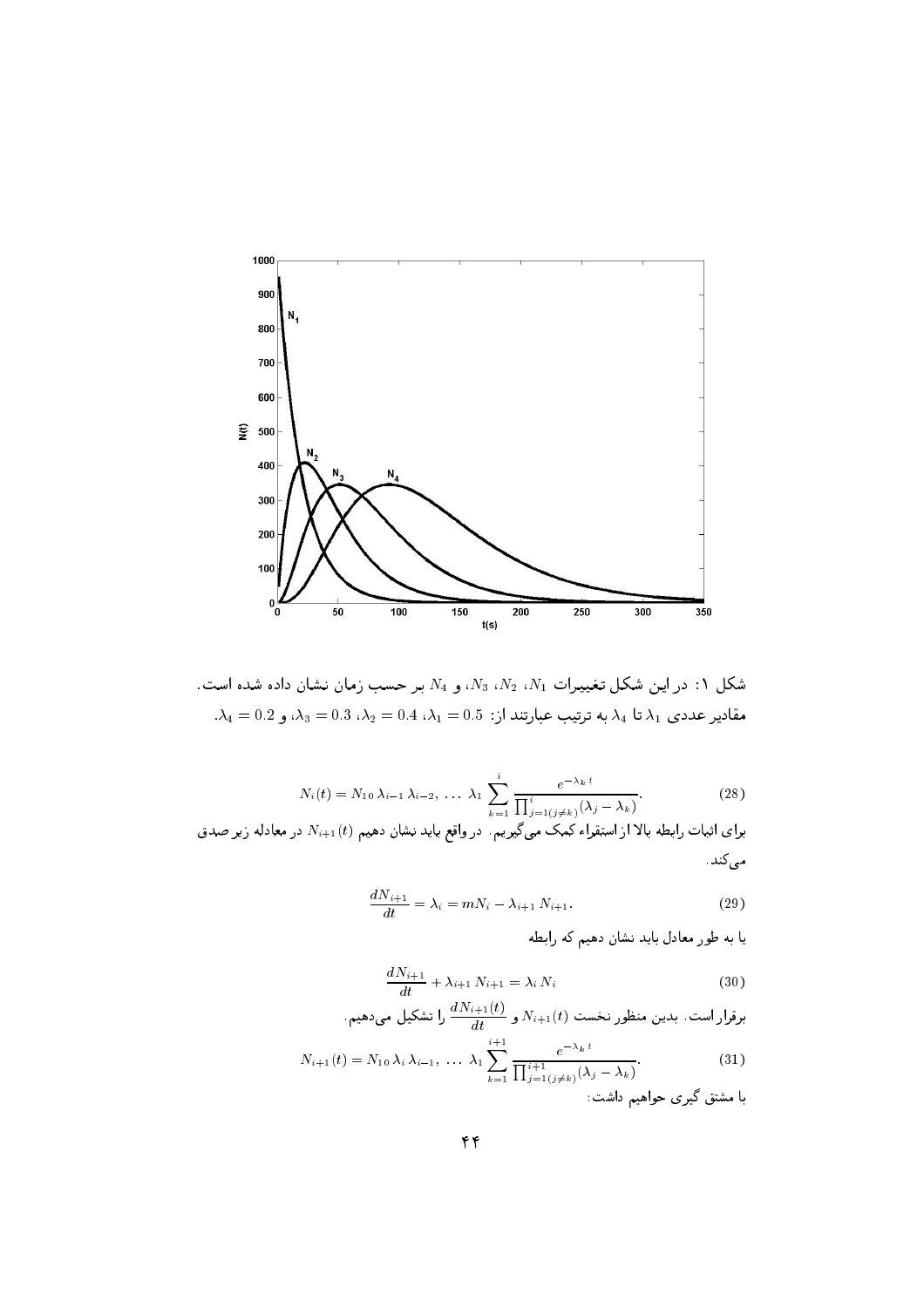شکل ۱: در این شکل تغییرات $N_1$، $N_2$، $N_3$، و $N_4$ بر حسب زمان نشان داده شده است. مقادیر عددی $\lambda_1$ تا $\lambda_4$ به ترتیب عبارتند از: $\lambda_1 = 0.5$، $\lambda_2 = 0.4$، $\lambda_3 = 0.3$، و $\lambda_4 = 0.2$.

$$N_i(t) = N_{10}\,\lambda_{i-1}\,\lambda_{i-2},\,\ldots\,\lambda_1 \sum_{k=1}^{i} \frac{e^{-\lambda_k t}}{\prod_{j=1(j\neq k)}^{i}(\lambda_j - \lambda_k)}. \tag{28}$$

برای اثبات رابطه بالا از استقراء کمک می‌گیریم. در واقع باید نشان دهیم $N_{i+1}(t)$ در معادله زیر صدق می‌کند.

$$\frac{dN_{i+1}}{dt} = \lambda_i = mN_i - \lambda_{i+1}\,N_{i+1}. \tag{29}$$

یا به طور معادل باید نشان دهیم که رابطه

$$\frac{dN_{i+1}}{dt} + \lambda_{i+1}\,N_{i+1} = \lambda_i\,N_i \tag{30}$$

برقرار است. بدین منظور نخست $N_{i+1}(t)$ و $\frac{dN_{i+1}(t)}{dt}$ را تشکیل می‌دهیم.

$$N_{i+1}(t) = N_{10}\,\lambda_i\,\lambda_{i-1},\,\ldots\,\lambda_1 \sum_{k=1}^{i+1} \frac{e^{-\lambda_k t}}{\prod_{j=1(j\neq k)}^{i+1}(\lambda_j - \lambda_k)}. \tag{31}$$

با مشتق گیری خواهیم داشت: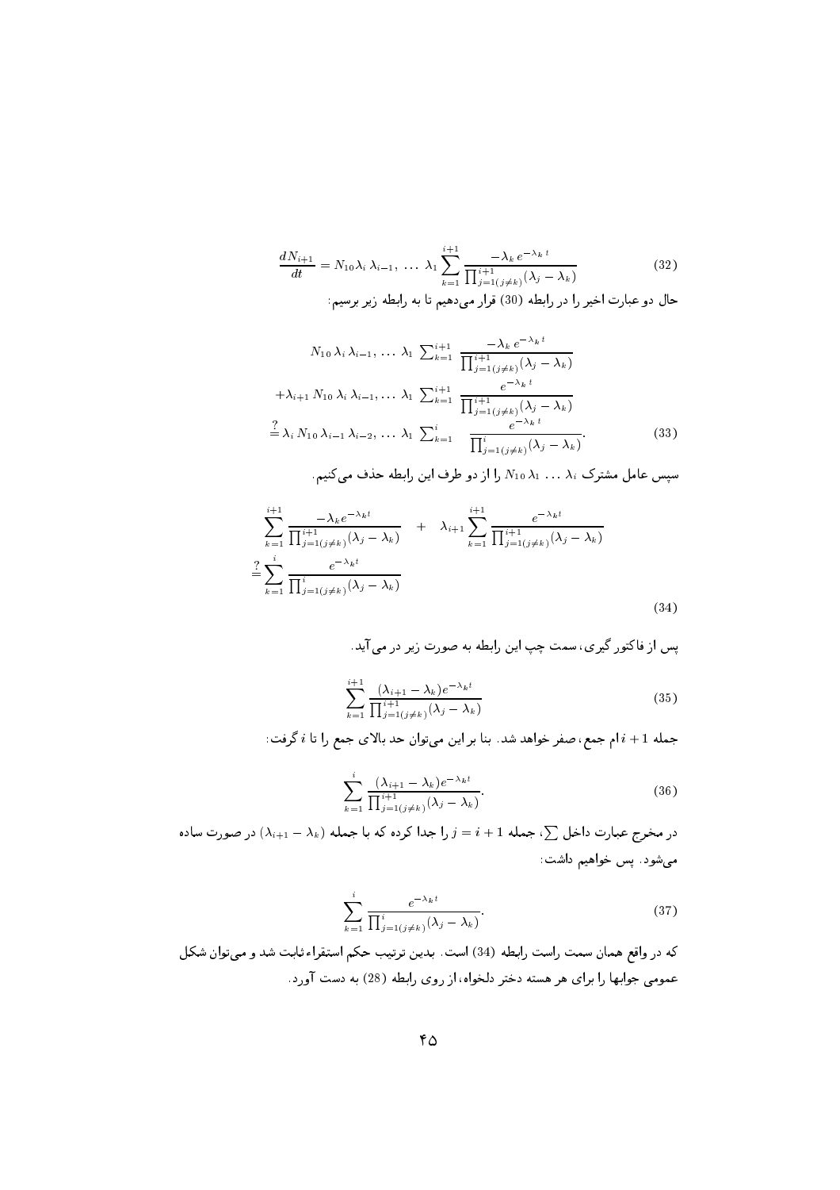$$\frac{dN_{i+1}}{dt} = N_{10}\lambda_i\,\lambda_{i-1},\;\ldots\;\lambda_1 \sum_{k=1}^{i+1} \frac{-\lambda_k\, e^{-\lambda_k\, t}}{\prod_{j=1(j\neq k)}^{i+1}(\lambda_j - \lambda_k)} \tag{32}$$

حال دو عبارت اخیر را در رابطه (30) قرار می‌دهیم تا به رابطه زیر برسیم:

$$\begin{aligned}
&N_{10}\,\lambda_i\,\lambda_{i-1},\,\ldots\,\lambda_1\;\sum_{k=1}^{i+1}\;\frac{-\lambda_k\, e^{-\lambda_k\, t}}{\prod_{j=1(j\neq k)}^{i+1}(\lambda_j - \lambda_k)}\\
&+\lambda_{i+1}\,N_{10}\,\lambda_i\,\lambda_{i-1},\ldots\,\lambda_1\;\sum_{k=1}^{i+1}\;\frac{e^{-\lambda_k\, t}}{\prod_{j=1(j\neq k)}^{i+1}(\lambda_j - \lambda_k)}\\
&\stackrel{?}{=}\lambda_i\,N_{10}\,\lambda_{i-1}\,\lambda_{i-2},\,\ldots\,\lambda_1\;\sum_{k=1}^{i}\quad\frac{e^{-\lambda_k\, t}}{\prod_{j=1(j\neq k)}^{i}(\lambda_j - \lambda_k)}.
\end{aligned} \tag{33}$$

سپس عامل مشترک $N_{10}\,\lambda_1\,\ldots\,\lambda_i$ را از دو طرف این رابطه حذف می‌کنیم.

$$\begin{aligned}
&\sum_{k=1}^{i+1}\frac{-\lambda_k e^{-\lambda_k t}}{\prod_{j=1(j\neq k)}^{i+1}(\lambda_j - \lambda_k)}\quad+\quad\lambda_{i+1}\sum_{k=1}^{i+1}\frac{e^{-\lambda_k t}}{\prod_{j=1(j\neq k)}^{i+1}(\lambda_j - \lambda_k)}\\
&\stackrel{?}{=}\sum_{k=1}^{i}\frac{e^{-\lambda_k t}}{\prod_{j=1(j\neq k)}^{i}(\lambda_j - \lambda_k)}
\end{aligned} \tag{34}$$

پس از فاکتور گیری، سمت چپ این رابطه به صورت زیر در می‌آید.

$$\sum_{k=1}^{i+1}\frac{(\lambda_{i+1}-\lambda_k)e^{-\lambda_k t}}{\prod_{j=1(j\neq k)}^{i+1}(\lambda_j - \lambda_k)} \tag{35}$$

جمله $i+1$ام جمع، صفر خواهد شد. بنا بر این می‌توان حد بالای جمع را تا $i$ گرفت:

$$\sum_{k=1}^{i}\frac{(\lambda_{i+1}-\lambda_k)e^{-\lambda_k t}}{\prod_{j=1(j\neq k)}^{i+1}(\lambda_j - \lambda_k)}. \tag{36}$$

در مخرج عبارت داخل $\sum$، جمله $j = i+1$ را جدا کرده که با جمله $(\lambda_{i+1} - \lambda_k)$ در صورت ساده می‌شود. پس خواهیم داشت:

$$\sum_{k=1}^{i}\frac{e^{-\lambda_k t}}{\prod_{j=1(j\neq k)}^{i}(\lambda_j - \lambda_k)}. \tag{37}$$

که در واقع همان سمت راست رابطه (34) است. بدین ترتیب حکم استقراء ثابت شد و می‌توان شکل عمومی جوابها را برای هر هسته دختر دلخواه، از روی رابطه (28) به دست آورد.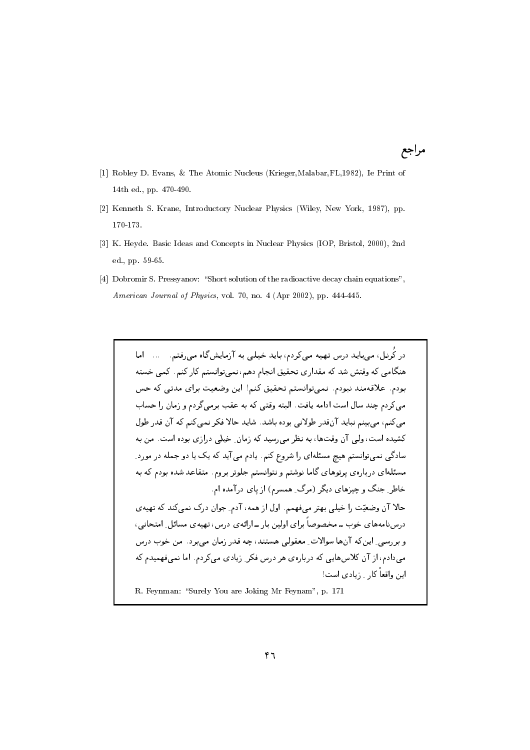# مراجع

[1] Robley D. Evans, & The Atomic Nucleus (Krieger,Malabar,FL,1982), Ie Print of 14th ed., pp. 470-490.

[2] Kenneth S. Krane, Introductory Nuclear Physics (Wiley, New York, 1987), pp. 170-173.

[3] K. Heyde. Basic Ideas and Concepts in Nuclear Physics (IOP, Bristol, 2000), 2nd ed., pp. 59-65.

[4] Dobromir S. Pressyanov: "Short solution of the radioactive decay chain equations", *American Journal of Physics*, vol. 70, no. 4 (Apr 2002), pp. 444-445.

در کُرنل، می‌بایست درس تهیه می‌کردم، باید خیلی به آزمایشگاه می‌رفتم. ... اما هنگامی که وقتش شد که مقداری تحقیق انجام دهم، نمی‌توانستم کار کنم. کمی خسته بودم. علاقه‌مند نبودم. نمی‌توانستم تحقیق کنم! این وضعیت برای مدتی که حس می‌کردم چند سال است ادامه یافت. البته وقتی که به عقب برمی‌گردم و زمان را حساب می‌کنم، می‌بینم نباید آن‌قدر طولانی بوده باشد. شاید حالا فکر نمی‌کنم که آن قدر طول کشیده است، ولی آن وقت‌ها، به نظر می‌رسید که زمانِ خیلی درازی بوده است. من به سادگی نمی‌توانستم هیچ مسئله‌ای را شروع کنم. یادم می‌آید که یک یا دو جمله در موردِ مسئله‌ای درباره‌ی پرتوهای گاما نوشتم و نتوانستم جلوتر بروم. متقاعد شده بودم که به خاطرِ جنگ و چیزهای دیگر (مرگِ همسرم) از پای درآمده ام.

حالا آن وضعیّت را خیلی بهتر می‌فهمم. اول از همه، آدمِ جوان درک نمی‌کند که تهیه‌ی درس‌نامه‌های خوب ـ مخصوصاً برای اولین بار ـ ارائه‌ی درس، تهیه‌ی مسائلِ امتحانی، و بررسیِ این‌که آن‌ها سوالاتِ معقولی هستند، چه قدر زمان می‌برد. من خوب درس می‌دادم، از آن کلاس‌هایی که درباره‌ی هر درس فکرِ زیادی می‌کردم. اما نمی‌فهمیدم که این واقعاً کارِ زیادی است!

R. Feynman: "Surely You are Joking Mr Feynam", p. 171